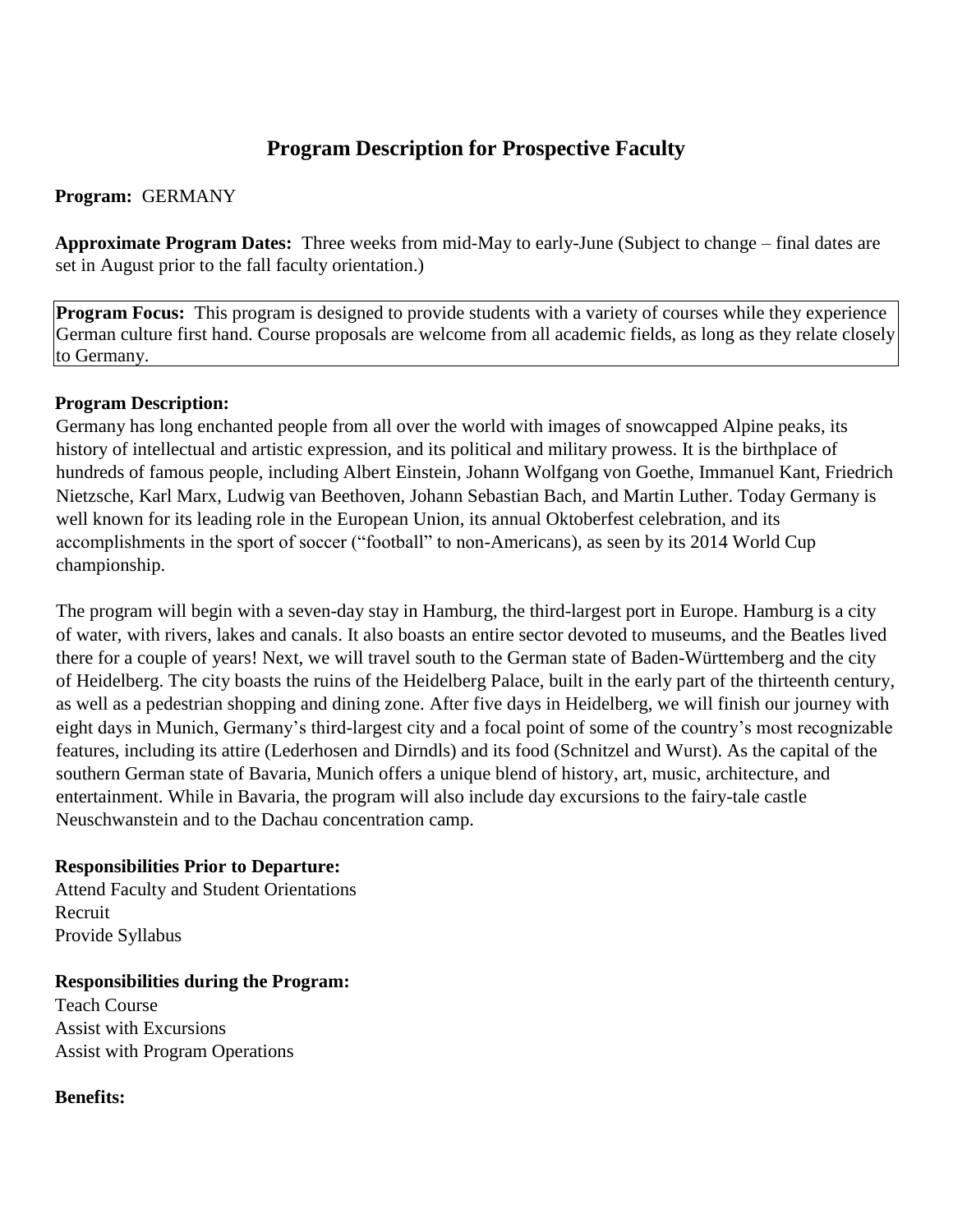# Program Description for Prospective Faculty

**Program:** GERMANY

**Approximate Program Dates:** Three weeks from mid-May to early-June (Subject to change – final dates are set in August prior to the fall faculty orientation.)

**Program Focus:** This program is designed to provide students with a variety of courses while they experience German culture first hand. Course proposals are welcome from all academic fields, as long as they relate closely to Germany.

**Program Description:**

Germany has long enchanted people from all over the world with images of snowcapped Alpine peaks, its history of intellectual and artistic expression, and its political and military prowess. It is the birthplace of hundreds of famous people, including Albert Einstein, Johann Wolfgang von Goethe, Immanuel Kant, Friedrich Nietzsche, Karl Marx, Ludwig van Beethoven, Johann Sebastian Bach, and Martin Luther. Today Germany is well known for its leading role in the European Union, its annual Oktoberfest celebration, and its accomplishments in the sport of soccer ("football" to non-Americans), as seen by its 2014 World Cup championship.

The program will begin with a seven-day stay in Hamburg, the third-largest port in Europe. Hamburg is a city of water, with rivers, lakes and canals. It also boasts an entire sector devoted to museums, and the Beatles lived there for a couple of years! Next, we will travel south to the German state of Baden-Württemberg and the city of Heidelberg. The city boasts the ruins of the Heidelberg Palace, built in the early part of the thirteenth century, as well as a pedestrian shopping and dining zone. After five days in Heidelberg, we will finish our journey with eight days in Munich, Germany's third-largest city and a focal point of some of the country's most recognizable features, including its attire (Lederhosen and Dirndls) and its food (Schnitzel and Wurst). As the capital of the southern German state of Bavaria, Munich offers a unique blend of history, art, music, architecture, and entertainment. While in Bavaria, the program will also include day excursions to the fairy-tale castle Neuschwanstein and to the Dachau concentration camp.

**Responsibilities Prior to Departure:**

Attend Faculty and Student Orientations
Recruit
Provide Syllabus

**Responsibilities during the Program:**

Teach Course
Assist with Excursions
Assist with Program Operations

**Benefits:**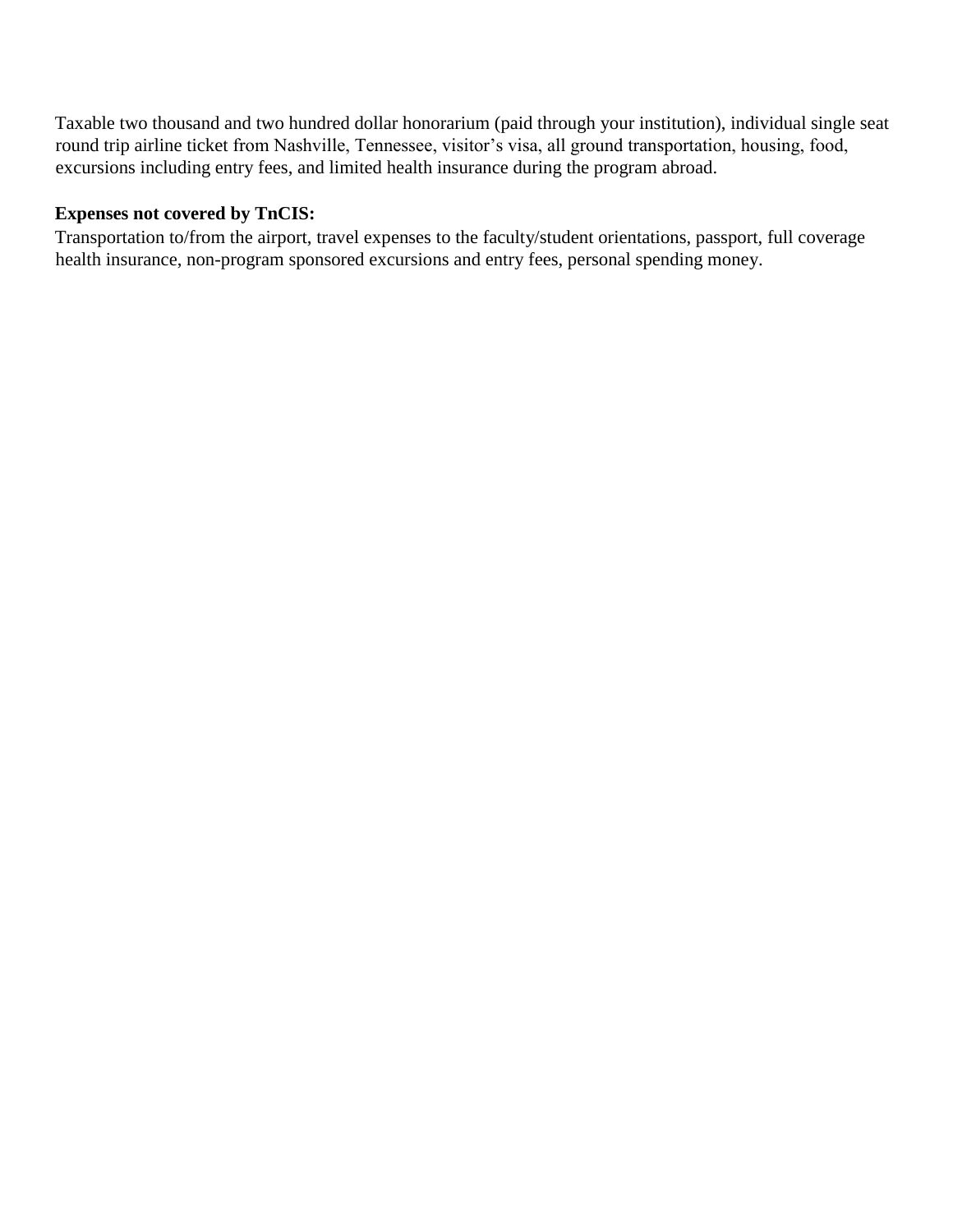Taxable two thousand and two hundred dollar honorarium (paid through your institution), individual single seat round trip airline ticket from Nashville, Tennessee, visitor's visa, all ground transportation, housing, food, excursions including entry fees, and limited health insurance during the program abroad.

**Expenses not covered by TnCIS:**

Transportation to/from the airport, travel expenses to the faculty/student orientations, passport, full coverage health insurance, non-program sponsored excursions and entry fees, personal spending money.